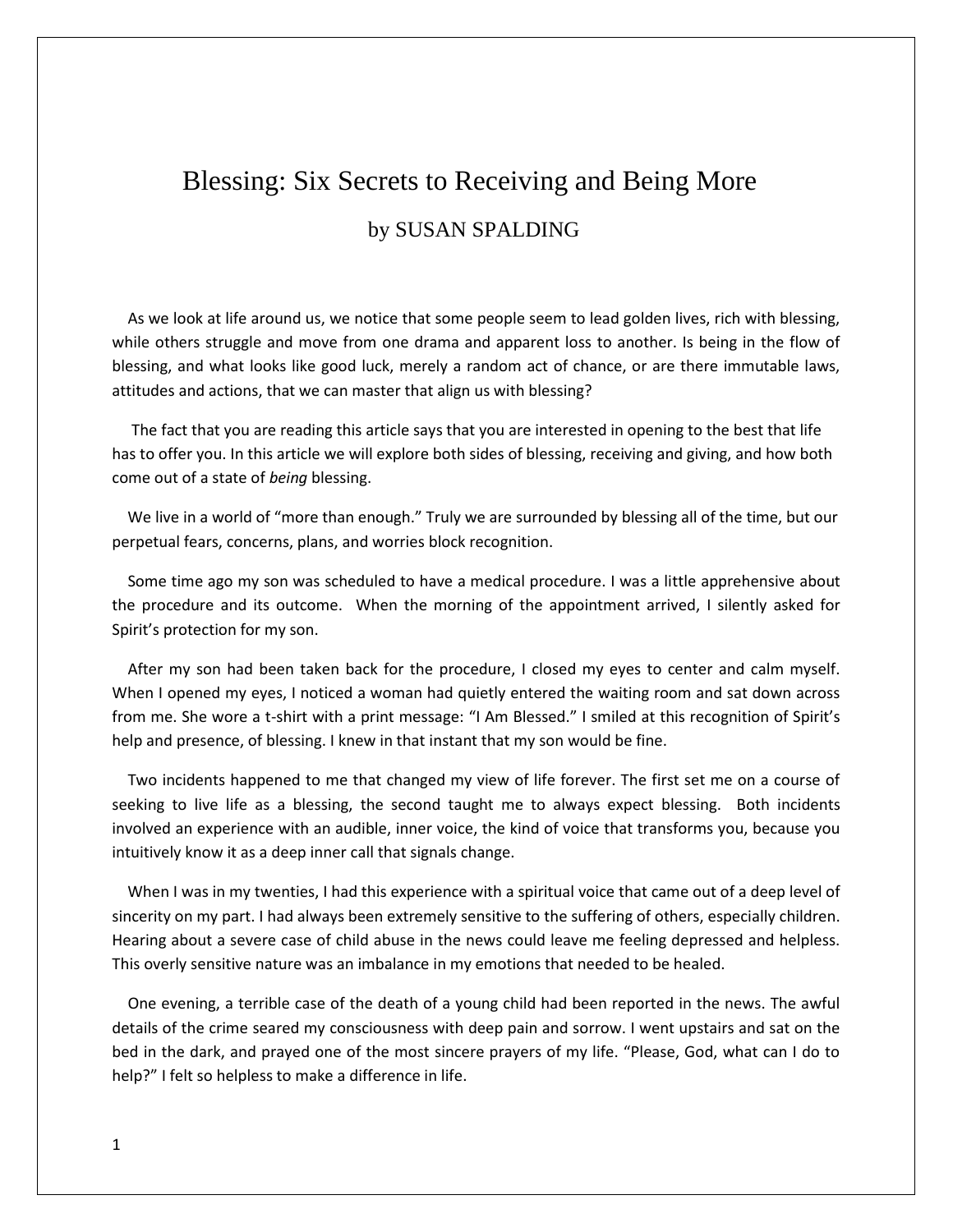# Blessing: Six Secrets to Receiving and Being More

by SUSAN SPALDING

As we look at life around us, we notice that some people seem to lead golden lives, rich with blessing, while others struggle and move from one drama and apparent loss to another. Is being in the flow of blessing, and what looks like good luck, merely a random act of chance, or are there immutable laws, attitudes and actions, that we can master that align us with blessing?

The fact that you are reading this article says that you are interested in opening to the best that life has to offer you. In this article we will explore both sides of blessing, receiving and giving, and how both come out of a state of *being* blessing.

We live in a world of "more than enough." Truly we are surrounded by blessing all of the time, but our perpetual fears, concerns, plans, and worries block recognition.

Some time ago my son was scheduled to have a medical procedure. I was a little apprehensive about the procedure and its outcome. When the morning of the appointment arrived, I silently asked for Spirit's protection for my son.

After my son had been taken back for the procedure, I closed my eyes to center and calm myself. When I opened my eyes, I noticed a woman had quietly entered the waiting room and sat down across from me. She wore a t-shirt with a print message: "I Am Blessed." I smiled at this recognition of Spirit's help and presence, of blessing. I knew in that instant that my son would be fine.

Two incidents happened to me that changed my view of life forever. The first set me on a course of seeking to live life as a blessing, the second taught me to always expect blessing. Both incidents involved an experience with an audible, inner voice, the kind of voice that transforms you, because you intuitively know it as a deep inner call that signals change.

When I was in my twenties, I had this experience with a spiritual voice that came out of a deep level of sincerity on my part. I had always been extremely sensitive to the suffering of others, especially children. Hearing about a severe case of child abuse in the news could leave me feeling depressed and helpless. This overly sensitive nature was an imbalance in my emotions that needed to be healed.

One evening, a terrible case of the death of a young child had been reported in the news. The awful details of the crime seared my consciousness with deep pain and sorrow. I went upstairs and sat on the bed in the dark, and prayed one of the most sincere prayers of my life. "Please, God, what can I do to help?" I felt so helpless to make a difference in life.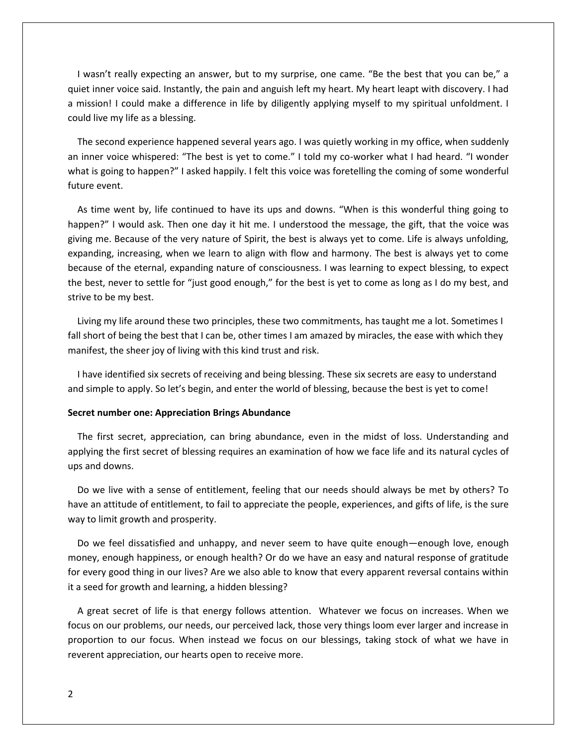I wasn't really expecting an answer, but to my surprise, one came. "Be the best that you can be," a quiet inner voice said. Instantly, the pain and anguish left my heart. My heart leapt with discovery. I had a mission! I could make a difference in life by diligently applying myself to my spiritual unfoldment. I could live my life as a blessing.

The second experience happened several years ago. I was quietly working in my office, when suddenly an inner voice whispered: "The best is yet to come." I told my co-worker what I had heard. "I wonder what is going to happen?" I asked happily. I felt this voice was foretelling the coming of some wonderful future event.

As time went by, life continued to have its ups and downs. "When is this wonderful thing going to happen?" I would ask. Then one day it hit me. I understood the message, the gift, that the voice was giving me. Because of the very nature of Spirit, the best is always yet to come. Life is always unfolding, expanding, increasing, when we learn to align with flow and harmony. The best is always yet to come because of the eternal, expanding nature of consciousness. I was learning to expect blessing, to expect the best, never to settle for "just good enough," for the best is yet to come as long as I do my best, and strive to be my best.

Living my life around these two principles, these two commitments, has taught me a lot. Sometimes I fall short of being the best that I can be, other times I am amazed by miracles, the ease with which they manifest, the sheer joy of living with this kind trust and risk.

I have identified six secrets of receiving and being blessing. These six secrets are easy to understand and simple to apply. So let's begin, and enter the world of blessing, because the best is yet to come!

**Secret number one: Appreciation Brings Abundance**

The first secret, appreciation, can bring abundance, even in the midst of loss. Understanding and applying the first secret of blessing requires an examination of how we face life and its natural cycles of ups and downs.

Do we live with a sense of entitlement, feeling that our needs should always be met by others? To have an attitude of entitlement, to fail to appreciate the people, experiences, and gifts of life, is the sure way to limit growth and prosperity.

Do we feel dissatisfied and unhappy, and never seem to have quite enough—enough love, enough money, enough happiness, or enough health? Or do we have an easy and natural response of gratitude for every good thing in our lives? Are we also able to know that every apparent reversal contains within it a seed for growth and learning, a hidden blessing?

A great secret of life is that energy follows attention. Whatever we focus on increases. When we focus on our problems, our needs, our perceived lack, those very things loom ever larger and increase in proportion to our focus. When instead we focus on our blessings, taking stock of what we have in reverent appreciation, our hearts open to receive more.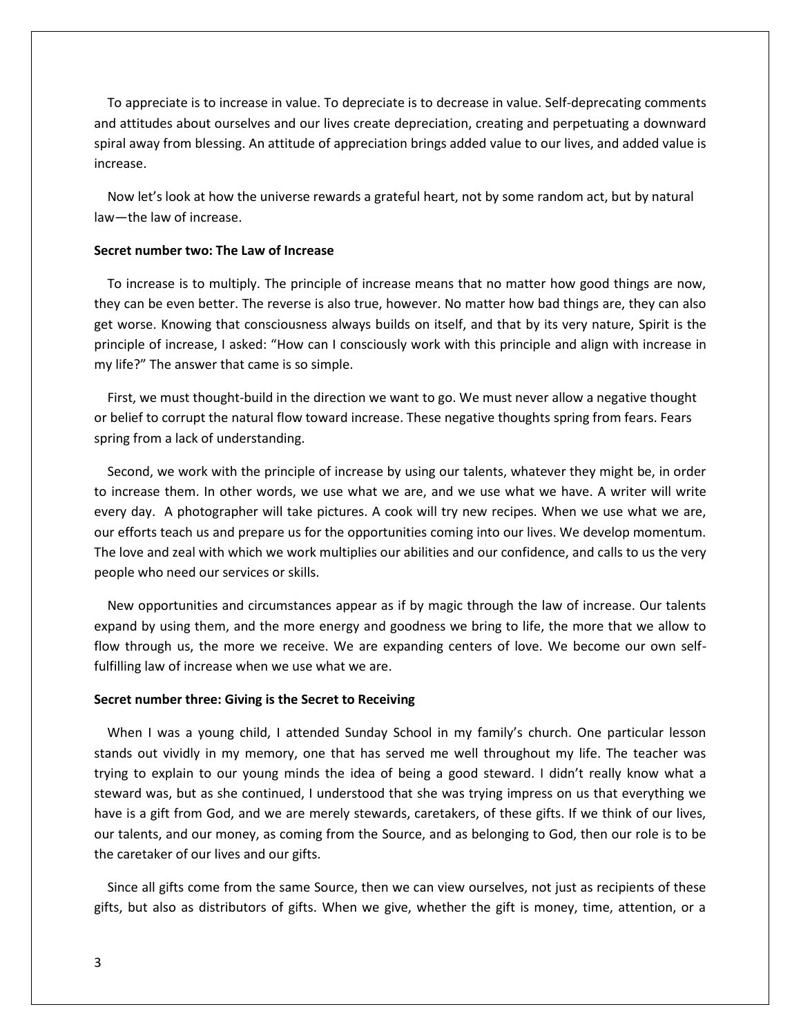To appreciate is to increase in value. To depreciate is to decrease in value. Self-deprecating comments and attitudes about ourselves and our lives create depreciation, creating and perpetuating a downward spiral away from blessing. An attitude of appreciation brings added value to our lives, and added value is increase.

Now let's look at how the universe rewards a grateful heart, not by some random act, but by natural law—the law of increase.

**Secret number two: The Law of Increase**

To increase is to multiply. The principle of increase means that no matter how good things are now, they can be even better. The reverse is also true, however. No matter how bad things are, they can also get worse. Knowing that consciousness always builds on itself, and that by its very nature, Spirit is the principle of increase, I asked: "How can I consciously work with this principle and align with increase in my life?" The answer that came is so simple.

First, we must thought-build in the direction we want to go. We must never allow a negative thought or belief to corrupt the natural flow toward increase. These negative thoughts spring from fears. Fears spring from a lack of understanding.

Second, we work with the principle of increase by using our talents, whatever they might be, in order to increase them. In other words, we use what we are, and we use what we have. A writer will write every day. A photographer will take pictures. A cook will try new recipes. When we use what we are, our efforts teach us and prepare us for the opportunities coming into our lives. We develop momentum. The love and zeal with which we work multiplies our abilities and our confidence, and calls to us the very people who need our services or skills.

New opportunities and circumstances appear as if by magic through the law of increase. Our talents expand by using them, and the more energy and goodness we bring to life, the more that we allow to flow through us, the more we receive. We are expanding centers of love. We become our own self-fulfilling law of increase when we use what we are.

**Secret number three: Giving is the Secret to Receiving**

When I was a young child, I attended Sunday School in my family's church. One particular lesson stands out vividly in my memory, one that has served me well throughout my life. The teacher was trying to explain to our young minds the idea of being a good steward. I didn't really know what a steward was, but as she continued, I understood that she was trying impress on us that everything we have is a gift from God, and we are merely stewards, caretakers, of these gifts. If we think of our lives, our talents, and our money, as coming from the Source, and as belonging to God, then our role is to be the caretaker of our lives and our gifts.

Since all gifts come from the same Source, then we can view ourselves, not just as recipients of these gifts, but also as distributors of gifts. When we give, whether the gift is money, time, attention, or a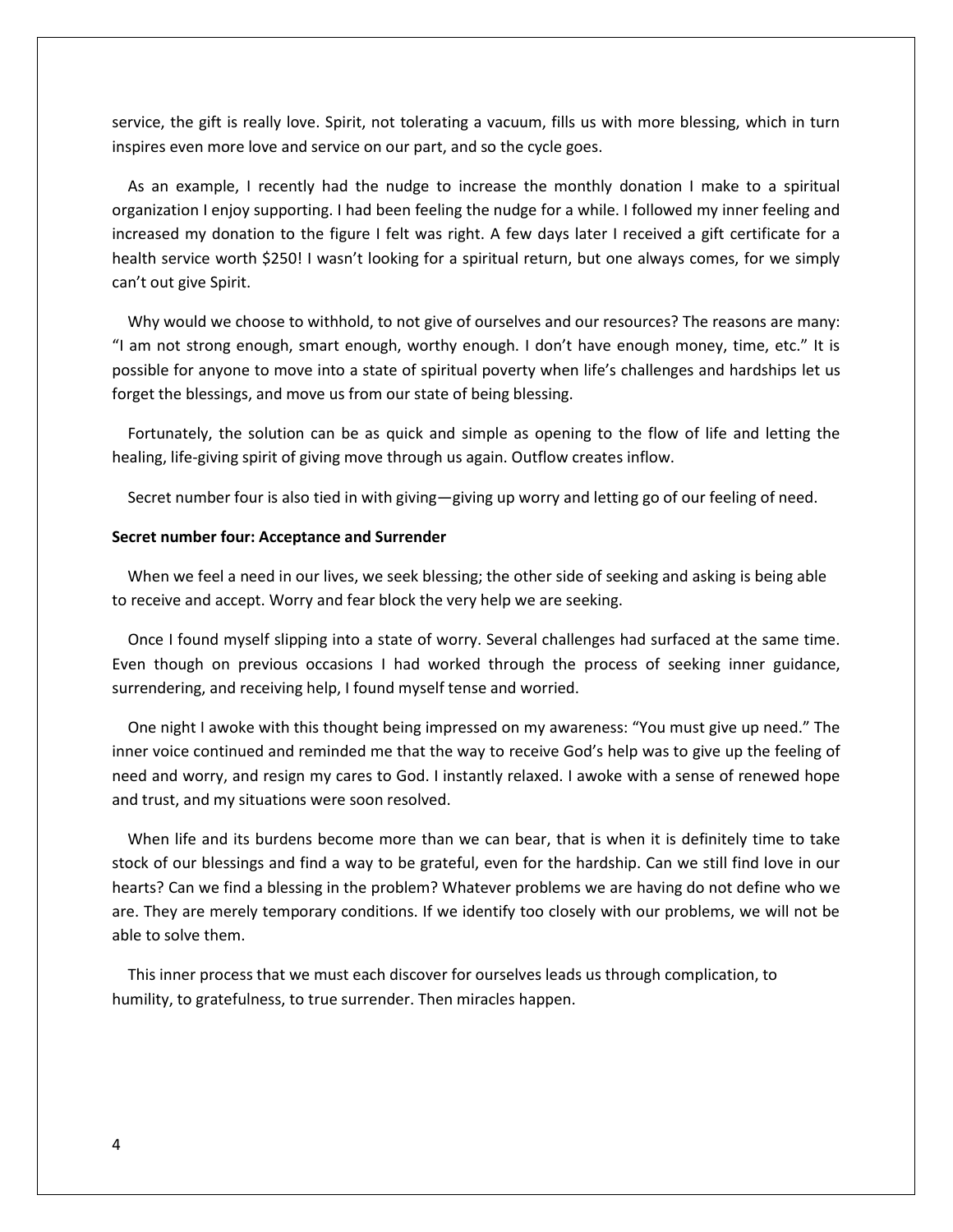service, the gift is really love. Spirit, not tolerating a vacuum, fills us with more blessing, which in turn inspires even more love and service on our part, and so the cycle goes.

As an example, I recently had the nudge to increase the monthly donation I make to a spiritual organization I enjoy supporting. I had been feeling the nudge for a while. I followed my inner feeling and increased my donation to the figure I felt was right. A few days later I received a gift certificate for a health service worth $250! I wasn't looking for a spiritual return, but one always comes, for we simply can't out give Spirit.

Why would we choose to withhold, to not give of ourselves and our resources? The reasons are many: "I am not strong enough, smart enough, worthy enough. I don't have enough money, time, etc." It is possible for anyone to move into a state of spiritual poverty when life's challenges and hardships let us forget the blessings, and move us from our state of being blessing.

Fortunately, the solution can be as quick and simple as opening to the flow of life and letting the healing, life-giving spirit of giving move through us again. Outflow creates inflow.

Secret number four is also tied in with giving—giving up worry and letting go of our feeling of need.

**Secret number four: Acceptance and Surrender**

When we feel a need in our lives, we seek blessing; the other side of seeking and asking is being able to receive and accept. Worry and fear block the very help we are seeking.

Once I found myself slipping into a state of worry. Several challenges had surfaced at the same time. Even though on previous occasions I had worked through the process of seeking inner guidance, surrendering, and receiving help, I found myself tense and worried.

One night I awoke with this thought being impressed on my awareness: "You must give up need." The inner voice continued and reminded me that the way to receive God's help was to give up the feeling of need and worry, and resign my cares to God. I instantly relaxed. I awoke with a sense of renewed hope and trust, and my situations were soon resolved.

When life and its burdens become more than we can bear, that is when it is definitely time to take stock of our blessings and find a way to be grateful, even for the hardship. Can we still find love in our hearts? Can we find a blessing in the problem? Whatever problems we are having do not define who we are. They are merely temporary conditions. If we identify too closely with our problems, we will not be able to solve them.

This inner process that we must each discover for ourselves leads us through complication, to humility, to gratefulness, to true surrender. Then miracles happen.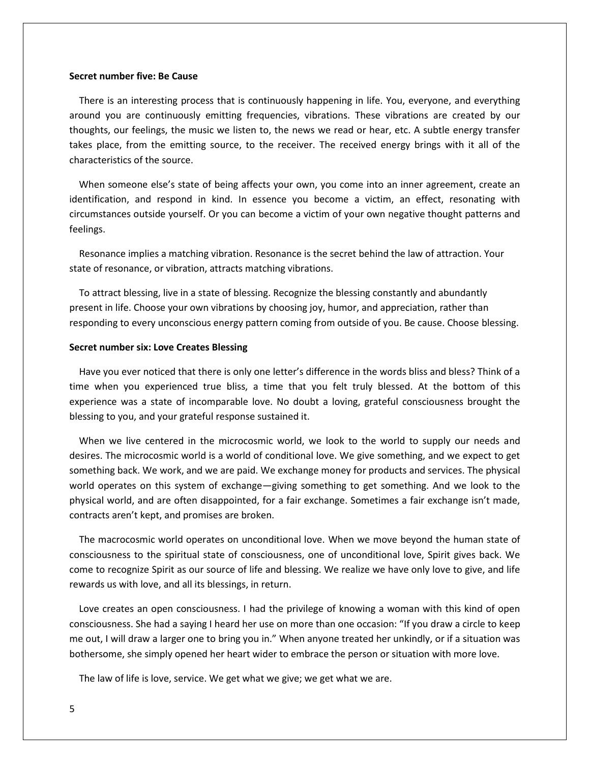**Secret number five: Be Cause**

There is an interesting process that is continuously happening in life. You, everyone, and everything around you are continuously emitting frequencies, vibrations. These vibrations are created by our thoughts, our feelings, the music we listen to, the news we read or hear, etc. A subtle energy transfer takes place, from the emitting source, to the receiver. The received energy brings with it all of the characteristics of the source.

When someone else's state of being affects your own, you come into an inner agreement, create an identification, and respond in kind. In essence you become a victim, an effect, resonating with circumstances outside yourself. Or you can become a victim of your own negative thought patterns and feelings.

Resonance implies a matching vibration. Resonance is the secret behind the law of attraction. Your state of resonance, or vibration, attracts matching vibrations.

To attract blessing, live in a state of blessing. Recognize the blessing constantly and abundantly present in life. Choose your own vibrations by choosing joy, humor, and appreciation, rather than responding to every unconscious energy pattern coming from outside of you. Be cause. Choose blessing.

**Secret number six: Love Creates Blessing**

Have you ever noticed that there is only one letter's difference in the words bliss and bless? Think of a time when you experienced true bliss, a time that you felt truly blessed. At the bottom of this experience was a state of incomparable love. No doubt a loving, grateful consciousness brought the blessing to you, and your grateful response sustained it.

When we live centered in the microcosmic world, we look to the world to supply our needs and desires. The microcosmic world is a world of conditional love. We give something, and we expect to get something back. We work, and we are paid. We exchange money for products and services. The physical world operates on this system of exchange—giving something to get something. And we look to the physical world, and are often disappointed, for a fair exchange. Sometimes a fair exchange isn't made, contracts aren't kept, and promises are broken.

The macrocosmic world operates on unconditional love. When we move beyond the human state of consciousness to the spiritual state of consciousness, one of unconditional love, Spirit gives back. We come to recognize Spirit as our source of life and blessing. We realize we have only love to give, and life rewards us with love, and all its blessings, in return.

Love creates an open consciousness. I had the privilege of knowing a woman with this kind of open consciousness. She had a saying I heard her use on more than one occasion: "If you draw a circle to keep me out, I will draw a larger one to bring you in." When anyone treated her unkindly, or if a situation was bothersome, she simply opened her heart wider to embrace the person or situation with more love.

The law of life is love, service. We get what we give; we get what we are.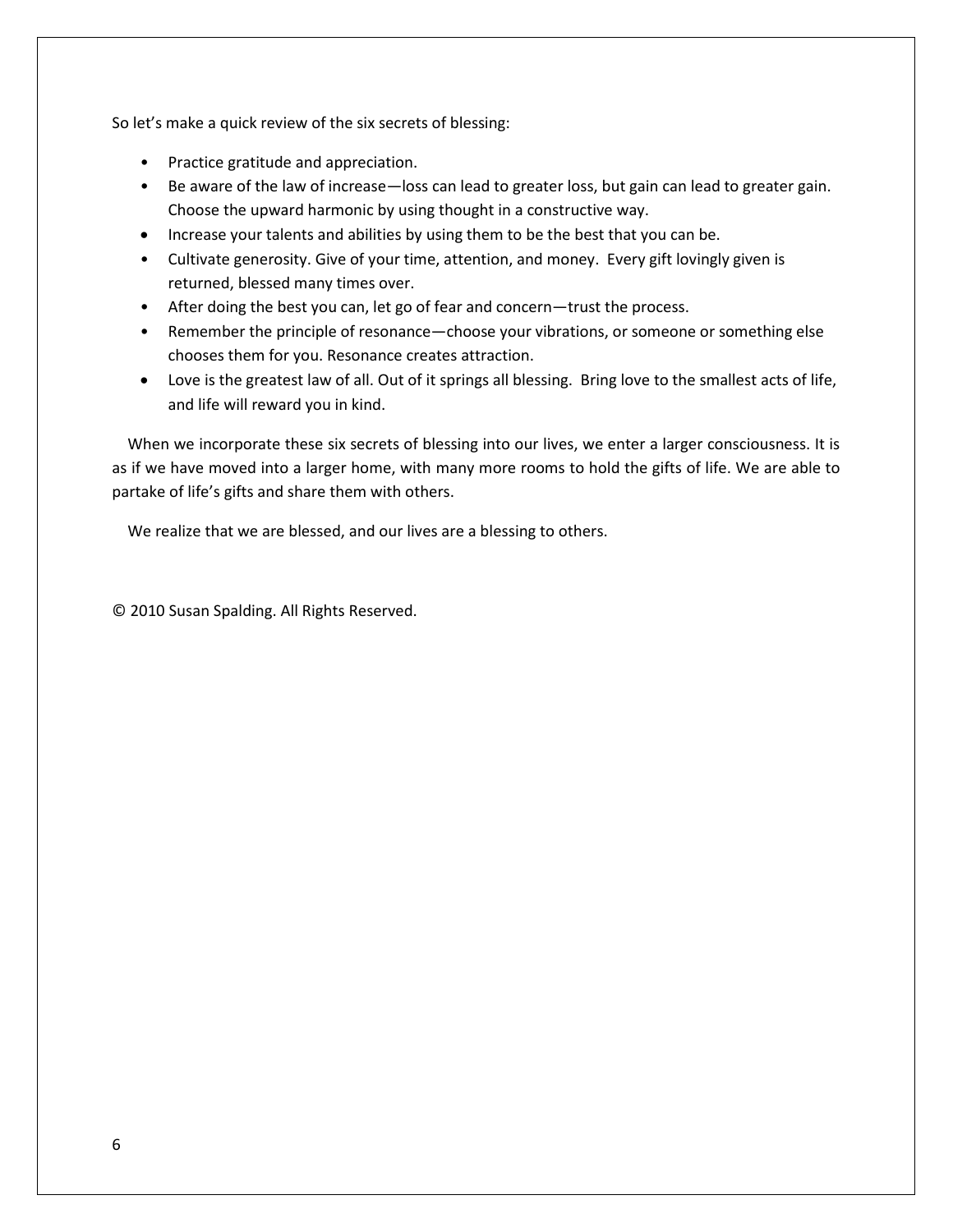So let's make a quick review of the six secrets of blessing:

- Practice gratitude and appreciation.
- Be aware of the law of increase—loss can lead to greater loss, but gain can lead to greater gain. Choose the upward harmonic by using thought in a constructive way.
- Increase your talents and abilities by using them to be the best that you can be.
- Cultivate generosity. Give of your time, attention, and money. Every gift lovingly given is returned, blessed many times over.
- After doing the best you can, let go of fear and concern—trust the process.
- Remember the principle of resonance—choose your vibrations, or someone or something else chooses them for you. Resonance creates attraction.
- Love is the greatest law of all. Out of it springs all blessing. Bring love to the smallest acts of life, and life will reward you in kind.

When we incorporate these six secrets of blessing into our lives, we enter a larger consciousness. It is as if we have moved into a larger home, with many more rooms to hold the gifts of life. We are able to partake of life's gifts and share them with others.

We realize that we are blessed, and our lives are a blessing to others.

© 2010 Susan Spalding. All Rights Reserved.